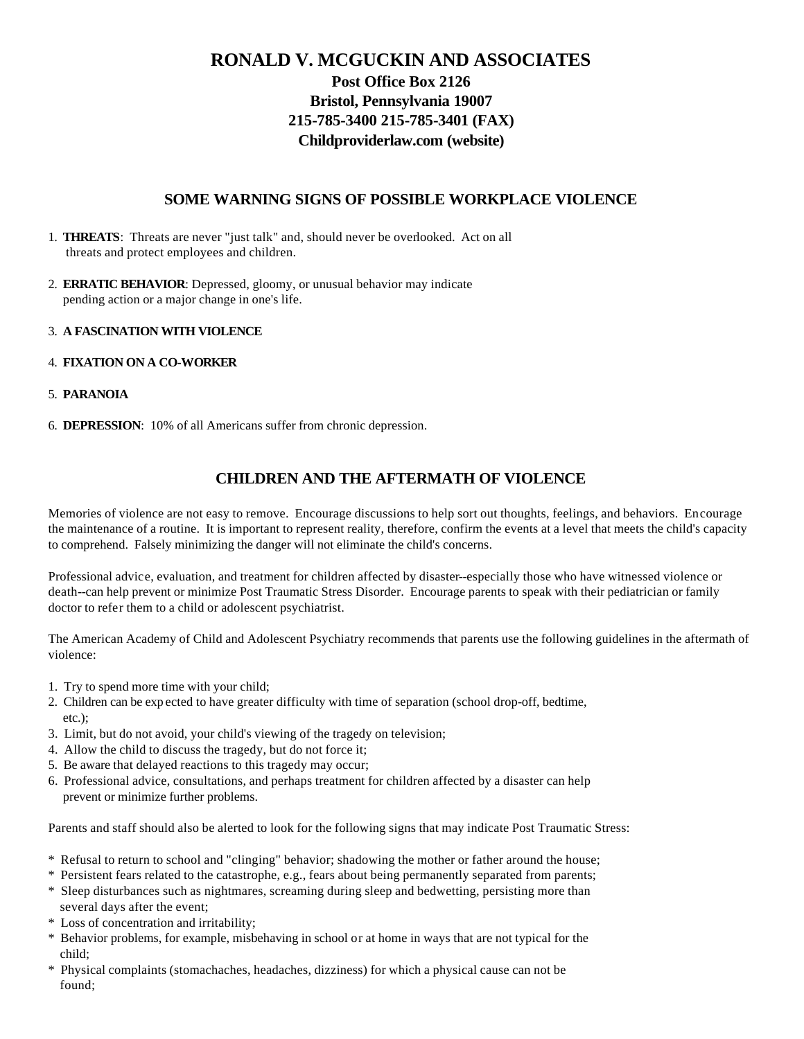# RONALD V. MCGUCKIN AND ASSOCIATES

**Post Office Box 2126**
**Bristol, Pennsylvania 19007**
**215-785-3400 215-785-3401 (FAX)**
**Childproviderlaw.com (website)**

## SOME WARNING SIGNS OF POSSIBLE WORKPLACE VIOLENCE

1. **THREATS**: Threats are never "just talk" and, should never be overlooked. Act on all threats and protect employees and children.
2. **ERRATIC BEHAVIOR**: Depressed, gloomy, or unusual behavior may indicate pending action or a major change in one's life.
3. **A FASCINATION WITH VIOLENCE**
4. **FIXATION ON A CO-WORKER**
5. **PARANOIA**
6. **DEPRESSION**: 10% of all Americans suffer from chronic depression.

## CHILDREN AND THE AFTERMATH OF VIOLENCE

Memories of violence are not easy to remove. Encourage discussions to help sort out thoughts, feelings, and behaviors. Encourage the maintenance of a routine. It is important to represent reality, therefore, confirm the events at a level that meets the child's capacity to comprehend. Falsely minimizing the danger will not eliminate the child's concerns.

Professional advice, evaluation, and treatment for children affected by disaster--especially those who have witnessed violence or death--can help prevent or minimize Post Traumatic Stress Disorder. Encourage parents to speak with their pediatrician or family doctor to refer them to a child or adolescent psychiatrist.

The American Academy of Child and Adolescent Psychiatry recommends that parents use the following guidelines in the aftermath of violence:

1. Try to spend more time with your child;
2. Children can be expected to have greater difficulty with time of separation (school drop-off, bedtime, etc.);
3. Limit, but do not avoid, your child's viewing of the tragedy on television;
4. Allow the child to discuss the tragedy, but do not force it;
5. Be aware that delayed reactions to this tragedy may occur;
6. Professional advice, consultations, and perhaps treatment for children affected by a disaster can help prevent or minimize further problems.

Parents and staff should also be alerted to look for the following signs that may indicate Post Traumatic Stress:

* Refusal to return to school and "clinging" behavior; shadowing the mother or father around the house;
* Persistent fears related to the catastrophe, e.g., fears about being permanently separated from parents;
* Sleep disturbances such as nightmares, screaming during sleep and bedwetting, persisting more than several days after the event;
* Loss of concentration and irritability;
* Behavior problems, for example, misbehaving in school or at home in ways that are not typical for the child;
* Physical complaints (stomachaches, headaches, dizziness) for which a physical cause can not be found;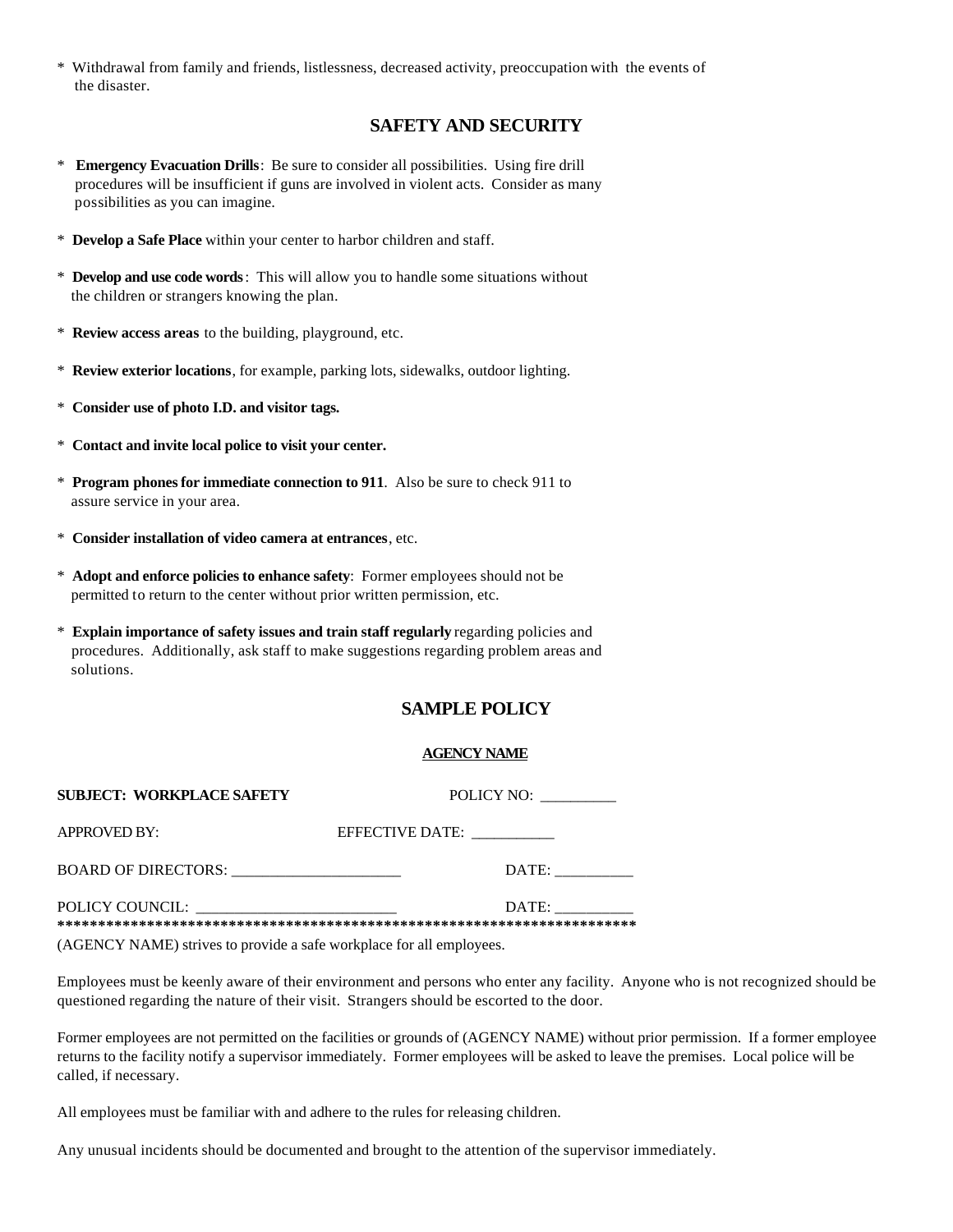* Withdrawal from family and friends, listlessness, decreased activity, preoccupation with the events of the disaster.

## SAFETY AND SECURITY

* **Emergency Evacuation Drills**: Be sure to consider all possibilities. Using fire drill procedures will be insufficient if guns are involved in violent acts. Consider as many possibilities as you can imagine.

* **Develop a Safe Place** within your center to harbor children and staff.

* **Develop and use code words**: This will allow you to handle some situations without the children or strangers knowing the plan.

* **Review access areas** to the building, playground, etc.

* **Review exterior locations**, for example, parking lots, sidewalks, outdoor lighting.

* **Consider use of photo I.D. and visitor tags.**

* **Contact and invite local police to visit your center.**

* **Program phones for immediate connection to 911**. Also be sure to check 911 to assure service in your area.

* **Consider installation of video camera at entrances**, etc.

* **Adopt and enforce policies to enhance safety**: Former employees should not be permitted to return to the center without prior written permission, etc.

* **Explain importance of safety issues and train staff regularly** regarding policies and procedures. Additionally, ask staff to make suggestions regarding problem areas and solutions.

## SAMPLE POLICY

**AGENCY NAME**

**SUBJECT: WORKPLACE SAFETY** POLICY NO: __________

APPROVED BY: EFFECTIVE DATE: ___________

BOARD OF DIRECTORS: ______________________ DATE: __________

POLICY COUNCIL: __________________________ DATE: __________

**************************************************************************

(AGENCY NAME) strives to provide a safe workplace for all employees.

Employees must be keenly aware of their environment and persons who enter any facility. Anyone who is not recognized should be questioned regarding the nature of their visit. Strangers should be escorted to the door.

Former employees are not permitted on the facilities or grounds of (AGENCY NAME) without prior permission. If a former employee returns to the facility notify a supervisor immediately. Former employees will be asked to leave the premises. Local police will be called, if necessary.

All employees must be familiar with and adhere to the rules for releasing children.

Any unusual incidents should be documented and brought to the attention of the supervisor immediately.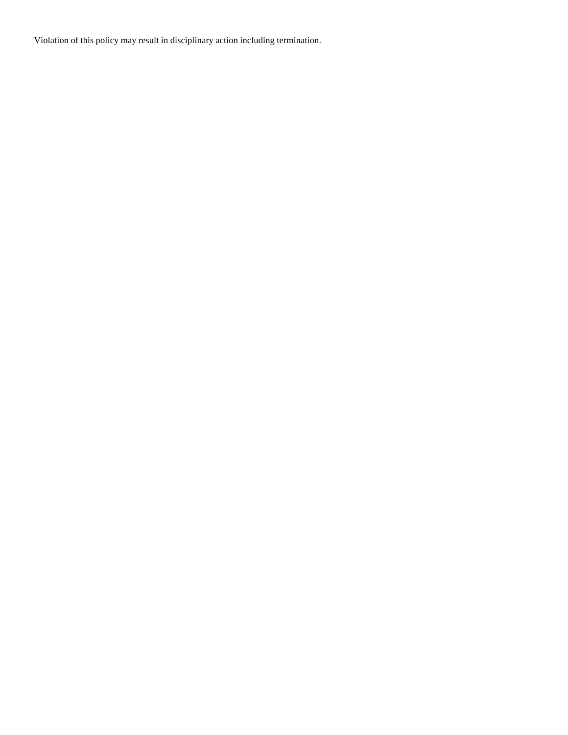Violation of this policy may result in disciplinary action including termination.